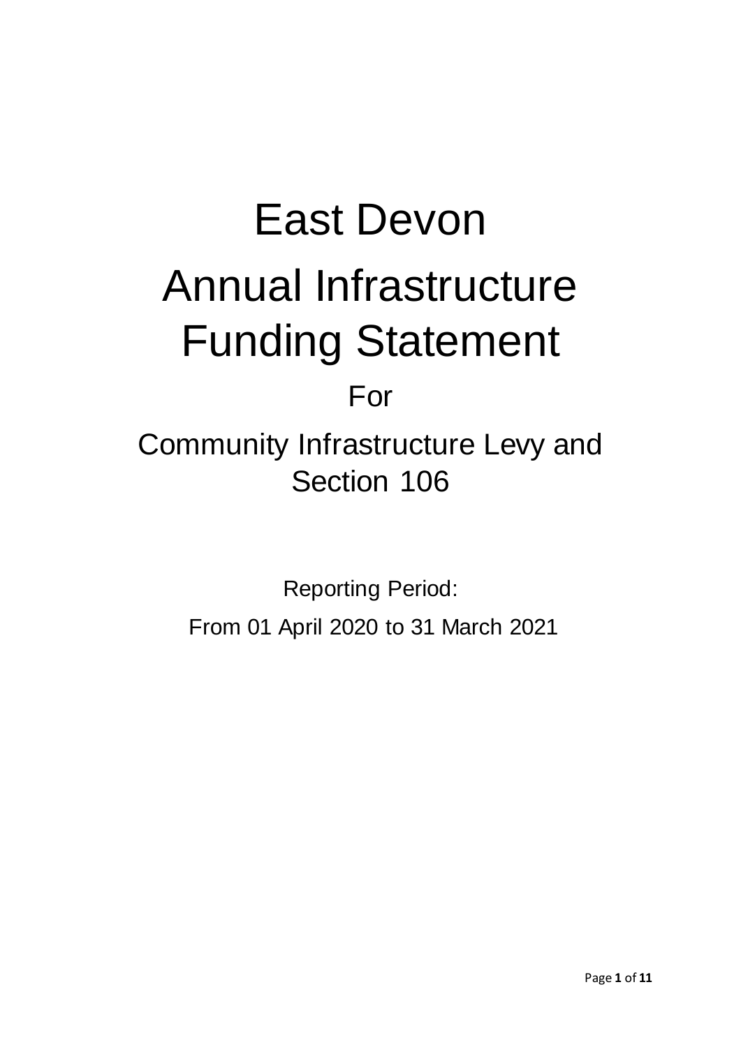# East Devon

# Annual Infrastructure Funding Statement

For

## Community Infrastructure Levy and Section 106

Reporting Period:

From 01 April 2020 to 31 March 2021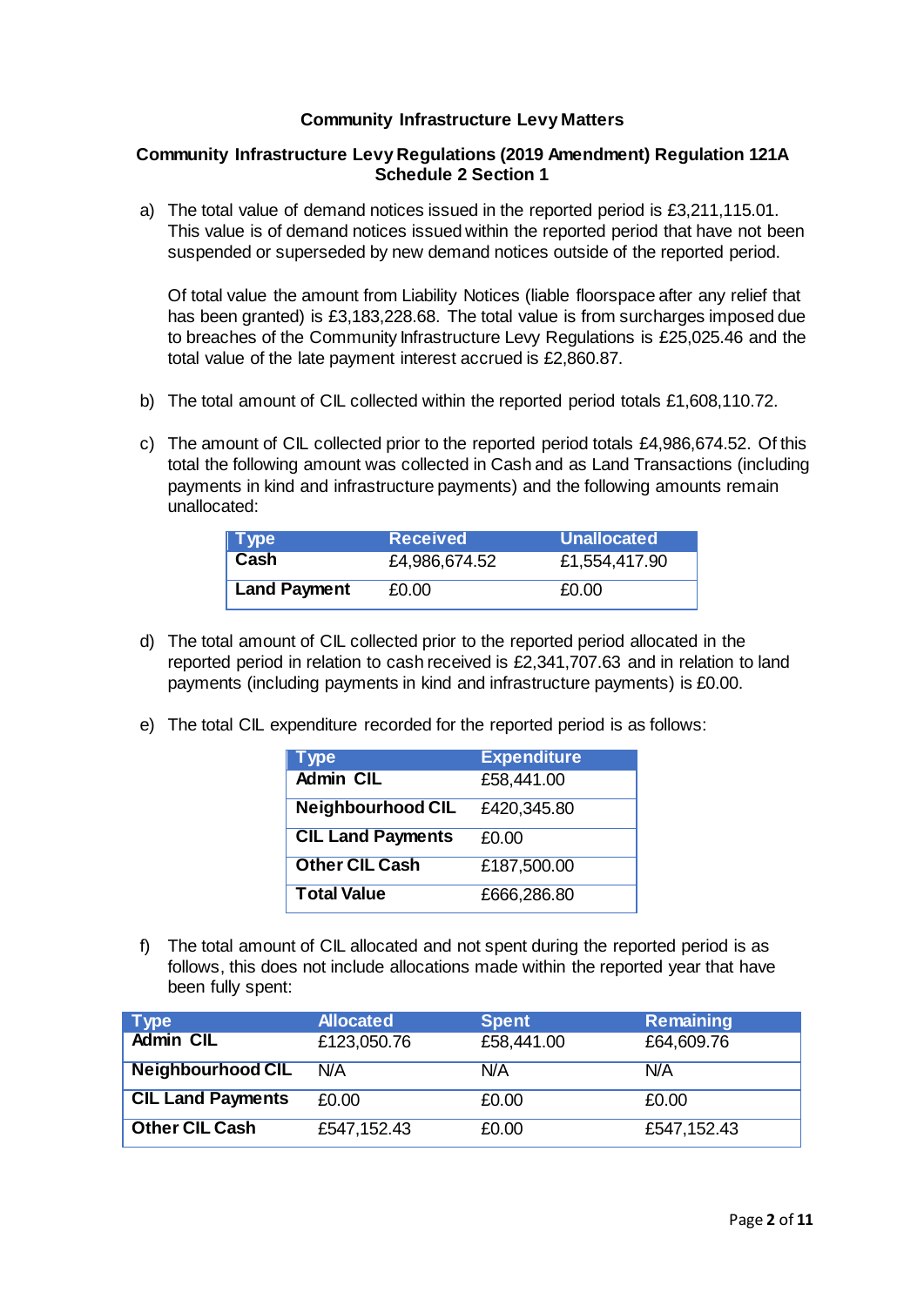## Community Infrastructure Levy Matters

### Community Infrastructure Levy Regulations (2019 Amendment) Regulation 121A Schedule 2 Section 1

a) The total value of demand notices issued in the reported period is £3,211,115.01. This value is of demand notices issued within the reported period that have not been suspended or superseded by new demand notices outside of the reported period.

   Of total value the amount from Liability Notices (liable floorspace after any relief that has been granted) is £3,183,228.68. The total value is from surcharges imposed due to breaches of the Community Infrastructure Levy Regulations is £25,025.46 and the total value of the late payment interest accrued is £2,860.87.

b) The total amount of CIL collected within the reported period totals £1,608,110.72.

c) The amount of CIL collected prior to the reported period totals £4,986,674.52. Of this total the following amount was collected in Cash and as Land Transactions (including payments in kind and infrastructure payments) and the following amounts remain unallocated:

| Type | Received | Unallocated |
|---|---|---|
| **Cash** | £4,986,674.52 | £1,554,417.90 |
| **Land Payment** | £0.00 | £0.00 |

d) The total amount of CIL collected prior to the reported period allocated in the reported period in relation to cash received is £2,341,707.63 and in relation to land payments (including payments in kind and infrastructure payments) is £0.00.

e) The total CIL expenditure recorded for the reported period is as follows:

| Type | Expenditure |
|---|---|
| **Admin CIL** | £58,441.00 |
| **Neighbourhood CIL** | £420,345.80 |
| **CIL Land Payments** | £0.00 |
| **Other CIL Cash** | £187,500.00 |
| **Total Value** | £666,286.80 |

f) The total amount of CIL allocated and not spent during the reported period is as follows, this does not include allocations made within the reported year that have been fully spent:

| Type | Allocated | Spent | Remaining |
|---|---|---|---|
| **Admin CIL** | £123,050.76 | £58,441.00 | £64,609.76 |
| **Neighbourhood CIL** | N/A | N/A | N/A |
| **CIL Land Payments** | £0.00 | £0.00 | £0.00 |
| **Other CIL Cash** | £547,152.43 | £0.00 | £547,152.43 |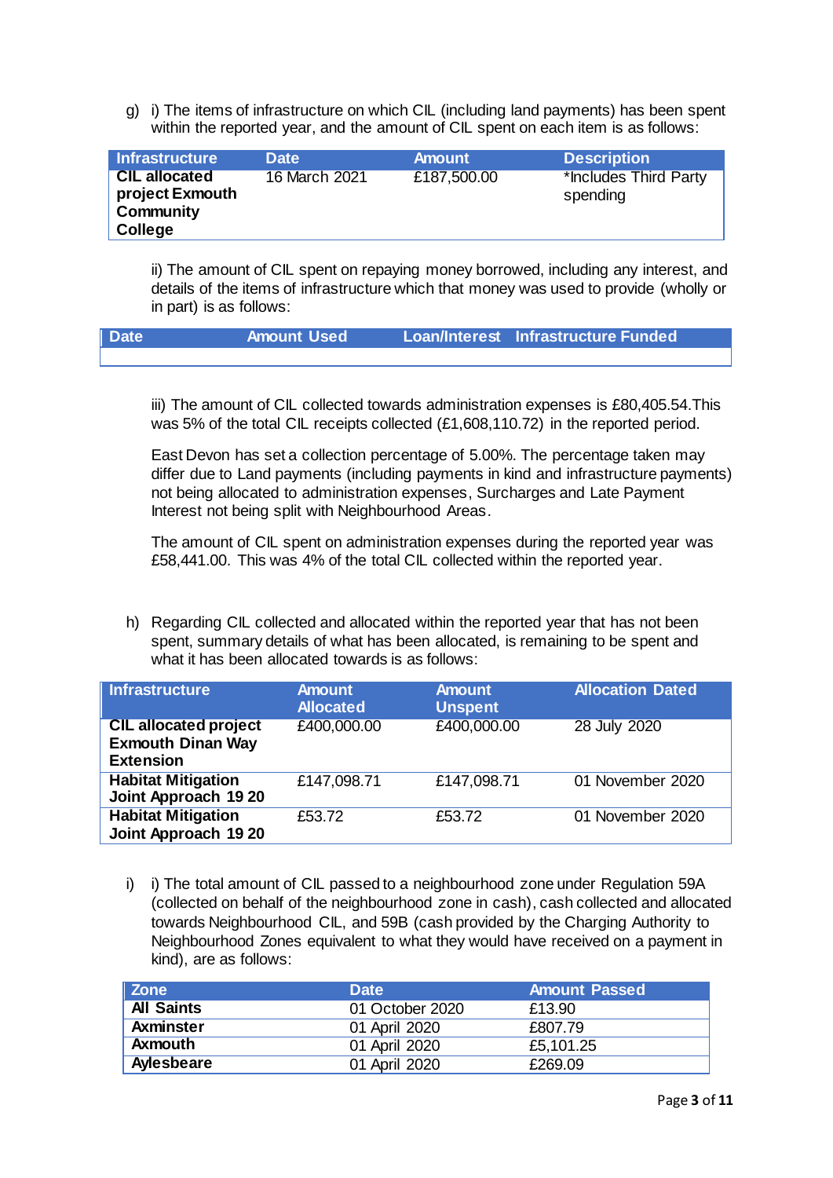g) i) The items of infrastructure on which CIL (including land payments) has been spent within the reported year, and the amount of CIL spent on each item is as follows:

| Infrastructure | Date | Amount | Description |
|---|---|---|---|
| **CIL allocated project Exmouth Community College** | 16 March 2021 | £187,500.00 | *Includes Third Party spending |

ii) The amount of CIL spent on repaying money borrowed, including any interest, and details of the items of infrastructure which that money was used to provide (wholly or in part) is as follows:

| Date | Amount Used | Loan/Interest | Infrastructure Funded |
|---|---|---|---|
| | | | |

iii) The amount of CIL collected towards administration expenses is £80,405.54.This was 5% of the total CIL receipts collected (£1,608,110.72) in the reported period.

East Devon has set a collection percentage of 5.00%. The percentage taken may differ due to Land payments (including payments in kind and infrastructure payments) not being allocated to administration expenses, Surcharges and Late Payment Interest not being split with Neighbourhood Areas.

The amount of CIL spent on administration expenses during the reported year was £58,441.00. This was 4% of the total CIL collected within the reported year.

h) Regarding CIL collected and allocated within the reported year that has not been spent, summary details of what has been allocated, is remaining to be spent and what it has been allocated towards is as follows:

| Infrastructure | Amount Allocated | Amount Unspent | Allocation Dated |
|---|---|---|---|
| **CIL allocated project Exmouth Dinan Way Extension** | £400,000.00 | £400,000.00 | 28 July 2020 |
| **Habitat Mitigation Joint Approach 19 20** | £147,098.71 | £147,098.71 | 01 November 2020 |
| **Habitat Mitigation Joint Approach 19 20** | £53.72 | £53.72 | 01 November 2020 |

i) i) The total amount of CIL passed to a neighbourhood zone under Regulation 59A (collected on behalf of the neighbourhood zone in cash), cash collected and allocated towards Neighbourhood CIL, and 59B (cash provided by the Charging Authority to Neighbourhood Zones equivalent to what they would have received on a payment in kind), are as follows:

| Zone | Date | Amount Passed |
|---|---|---|
| **All Saints** | 01 October 2020 | £13.90 |
| **Axminster** | 01 April 2020 | £807.79 |
| **Axmouth** | 01 April 2020 | £5,101.25 |
| **Aylesbeare** | 01 April 2020 | £269.09 |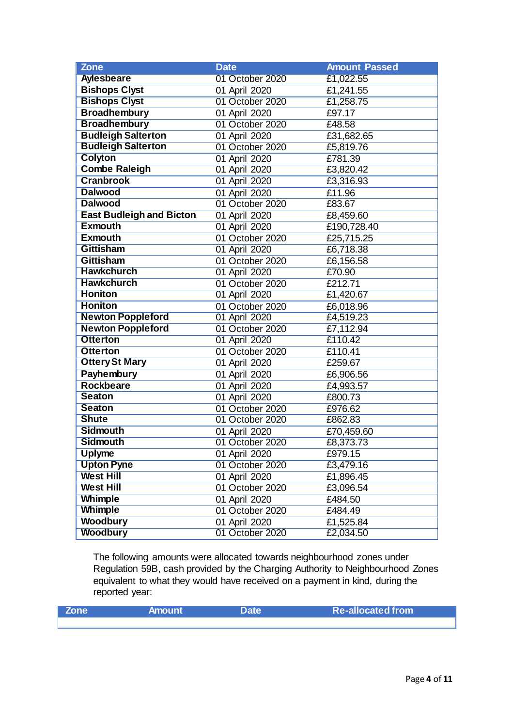| Zone | Date | Amount Passed |
| --- | --- | --- |
| **Aylesbeare** | 01 October 2020 | £1,022.55 |
| **Bishops Clyst** | 01 April 2020 | £1,241.55 |
| **Bishops Clyst** | 01 October 2020 | £1,258.75 |
| **Broadhembury** | 01 April 2020 | £97.17 |
| **Broadhembury** | 01 October 2020 | £48.58 |
| **Budleigh Salterton** | 01 April 2020 | £31,682.65 |
| **Budleigh Salterton** | 01 October 2020 | £5,819.76 |
| **Colyton** | 01 April 2020 | £781.39 |
| **Combe Raleigh** | 01 April 2020 | £3,820.42 |
| **Cranbrook** | 01 April 2020 | £3,316.93 |
| **Dalwood** | 01 April 2020 | £11.96 |
| **Dalwood** | 01 October 2020 | £83.67 |
| **East Budleigh and Bicton** | 01 April 2020 | £8,459.60 |
| **Exmouth** | 01 April 2020 | £190,728.40 |
| **Exmouth** | 01 October 2020 | £25,715.25 |
| **Gittisham** | 01 April 2020 | £6,718.38 |
| **Gittisham** | 01 October 2020 | £6,156.58 |
| **Hawkchurch** | 01 April 2020 | £70.90 |
| **Hawkchurch** | 01 October 2020 | £212.71 |
| **Honiton** | 01 April 2020 | £1,420.67 |
| **Honiton** | 01 October 2020 | £6,018.96 |
| **Newton Poppleford** | 01 April 2020 | £4,519.23 |
| **Newton Poppleford** | 01 October 2020 | £7,112.94 |
| **Otterton** | 01 April 2020 | £110.42 |
| **Otterton** | 01 October 2020 | £110.41 |
| **Ottery St Mary** | 01 April 2020 | £259.67 |
| **Payhembury** | 01 April 2020 | £6,906.56 |
| **Rockbeare** | 01 April 2020 | £4,993.57 |
| **Seaton** | 01 April 2020 | £800.73 |
| **Seaton** | 01 October 2020 | £976.62 |
| **Shute** | 01 October 2020 | £862.83 |
| **Sidmouth** | 01 April 2020 | £70,459.60 |
| **Sidmouth** | 01 October 2020 | £8,373.73 |
| **Uplyme** | 01 April 2020 | £979.15 |
| **Upton Pyne** | 01 October 2020 | £3,479.16 |
| **West Hill** | 01 April 2020 | £1,896.45 |
| **West Hill** | 01 October 2020 | £3,096.54 |
| **Whimple** | 01 April 2020 | £484.50 |
| **Whimple** | 01 October 2020 | £484.49 |
| **Woodbury** | 01 April 2020 | £1,525.84 |
| **Woodbury** | 01 October 2020 | £2,034.50 |

The following amounts were allocated towards neighbourhood zones under Regulation 59B, cash provided by the Charging Authority to Neighbourhood Zones equivalent to what they would have received on a payment in kind, during the reported year:

| Zone | Amount | Date | Re-allocated from |
| --- | --- | --- | --- |
| | | | |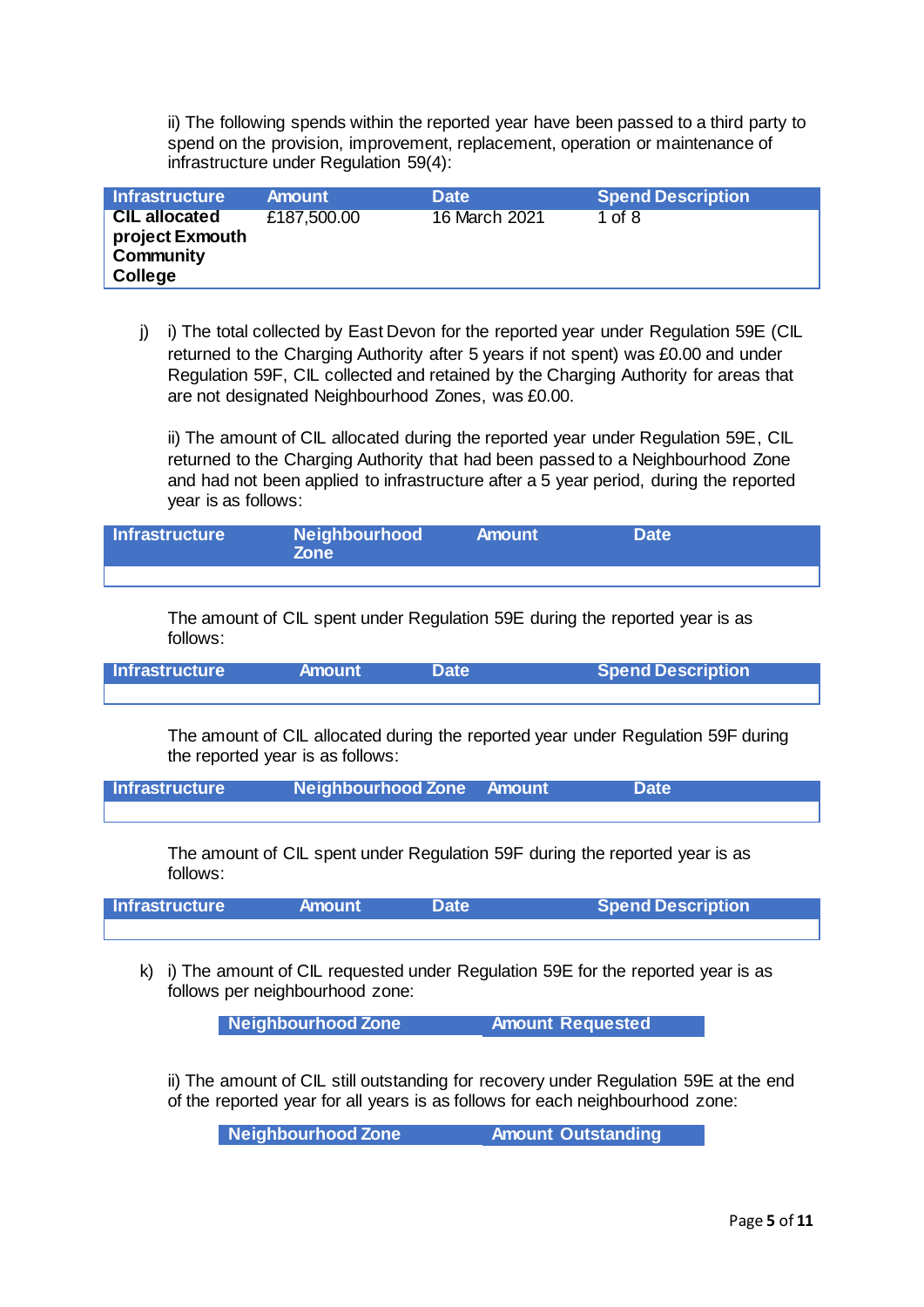ii) The following spends within the reported year have been passed to a third party to spend on the provision, improvement, replacement, operation or maintenance of infrastructure under Regulation 59(4):

| Infrastructure | Amount | Date | Spend Description |
|---|---|---|---|
| **CIL allocated project Exmouth Community College** | £187,500.00 | 16 March 2021 | 1 of 8 |

j) i) The total collected by East Devon for the reported year under Regulation 59E (CIL returned to the Charging Authority after 5 years if not spent) was £0.00 and under Regulation 59F, CIL collected and retained by the Charging Authority for areas that are not designated Neighbourhood Zones, was £0.00.

ii) The amount of CIL allocated during the reported year under Regulation 59E, CIL returned to the Charging Authority that had been passed to a Neighbourhood Zone and had not been applied to infrastructure after a 5 year period, during the reported year is as follows:

| Infrastructure | Neighbourhood Zone | Amount | Date |
|---|---|---|---|
| | | | |

The amount of CIL spent under Regulation 59E during the reported year is as follows:

| Infrastructure | Amount | Date | Spend Description |
|---|---|---|---|
| | | | |

The amount of CIL allocated during the reported year under Regulation 59F during the reported year is as follows:

| Infrastructure | Neighbourhood Zone | Amount | Date |
|---|---|---|---|
| | | | |

The amount of CIL spent under Regulation 59F during the reported year is as follows:

| Infrastructure | Amount | Date | Spend Description |
|---|---|---|---|
| | | | |

k) i) The amount of CIL requested under Regulation 59E for the reported year is as follows per neighbourhood zone:

| Neighbourhood Zone | Amount Requested |
|---|---|

ii) The amount of CIL still outstanding for recovery under Regulation 59E at the end of the reported year for all years is as follows for each neighbourhood zone:

| Neighbourhood Zone | Amount Outstanding |
|---|---|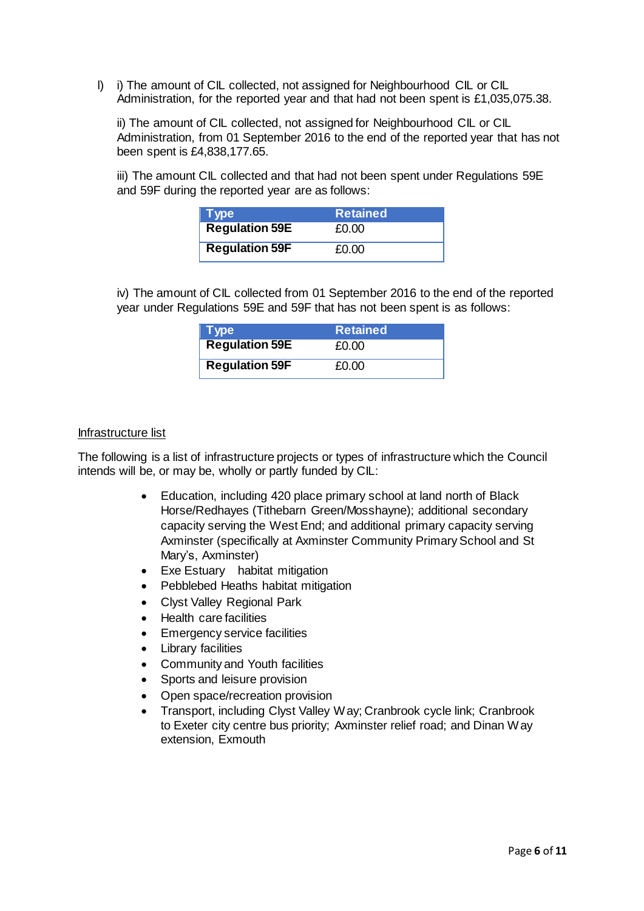l) i) The amount of CIL collected, not assigned for Neighbourhood CIL or CIL Administration, for the reported year and that had not been spent is £1,035,075.38.

ii) The amount of CIL collected, not assigned for Neighbourhood CIL or CIL Administration, from 01 September 2016 to the end of the reported year that has not been spent is £4,838,177.65.

iii) The amount CIL collected and that had not been spent under Regulations 59E and 59F during the reported year are as follows:

| Type | Retained |
|---|---|
| **Regulation 59E** | £0.00 |
| **Regulation 59F** | £0.00 |

iv) The amount of CIL collected from 01 September 2016 to the end of the reported year under Regulations 59E and 59F that has not been spent is as follows:

| Type | Retained |
|---|---|
| **Regulation 59E** | £0.00 |
| **Regulation 59F** | £0.00 |

<u>Infrastructure list</u>

The following is a list of infrastructure projects or types of infrastructure which the Council intends will be, or may be, wholly or partly funded by CIL:

- Education, including 420 place primary school at land north of Black Horse/Redhayes (Tithebarn Green/Mosshayne); additional secondary capacity serving the West End; and additional primary capacity serving Axminster (specifically at Axminster Community Primary School and St Mary's, Axminster)
- Exe Estuary habitat mitigation
- Pebblebed Heaths habitat mitigation
- Clyst Valley Regional Park
- Health care facilities
- Emergency service facilities
- Library facilities
- Community and Youth facilities
- Sports and leisure provision
- Open space/recreation provision
- Transport, including Clyst Valley Way; Cranbrook cycle link; Cranbrook to Exeter city centre bus priority; Axminster relief road; and Dinan Way extension, Exmouth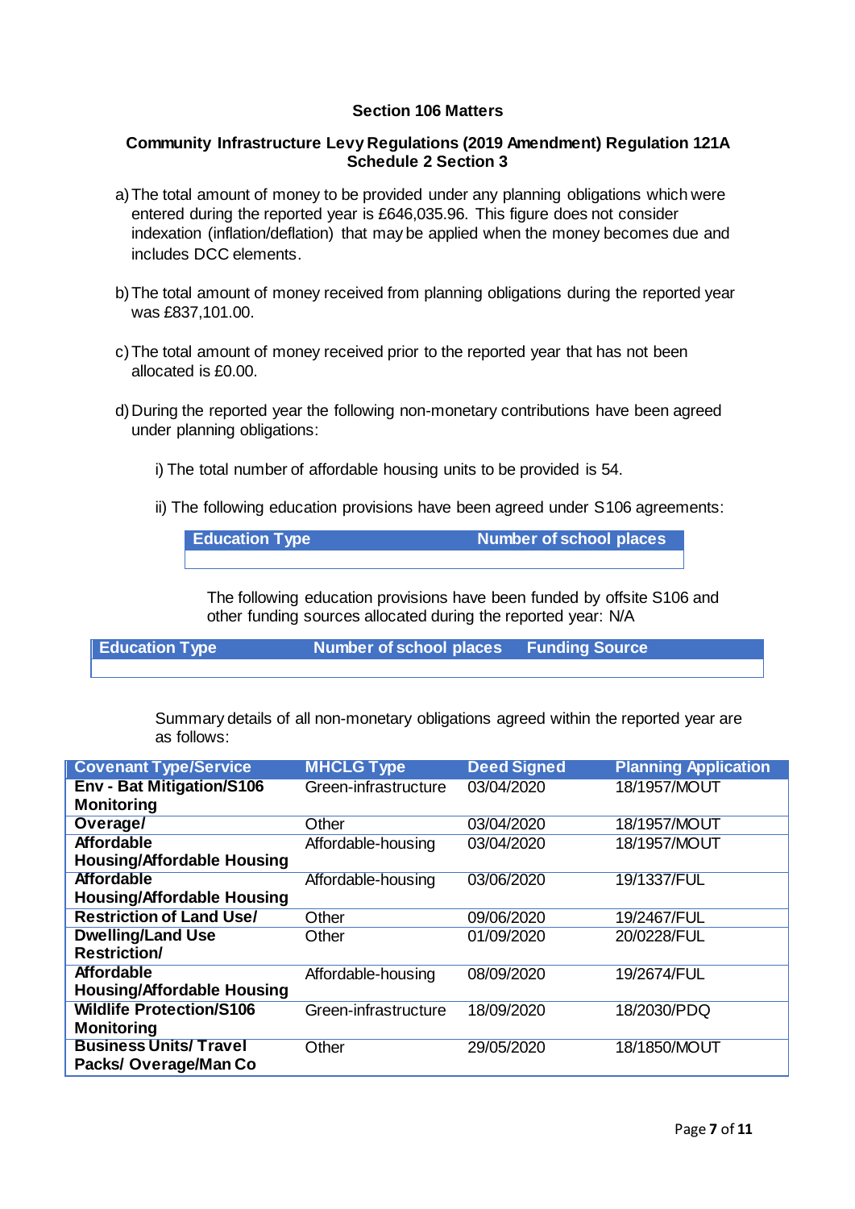**Section 106 Matters**

**Community Infrastructure Levy Regulations (2019 Amendment) Regulation 121A Schedule 2 Section 3**

a) The total amount of money to be provided under any planning obligations which were entered during the reported year is £646,035.96. This figure does not consider indexation (inflation/deflation) that may be applied when the money becomes due and includes DCC elements.

b) The total amount of money received from planning obligations during the reported year was £837,101.00.

c) The total amount of money received prior to the reported year that has not been allocated is £0.00.

d) During the reported year the following non-monetary contributions have been agreed under planning obligations:

i) The total number of affordable housing units to be provided is 54.

ii) The following education provisions have been agreed under S106 agreements:

| Education Type | Number of school places |
|---|---|
| | |

The following education provisions have been funded by offsite S106 and other funding sources allocated during the reported year: N/A

| Education Type | Number of school places | Funding Source |
|---|---|---|
| | | |

Summary details of all non-monetary obligations agreed within the reported year are as follows:

| Covenant Type/Service | MHCLG Type | Deed Signed | Planning Application |
|---|---|---|---|
| **Env - Bat Mitigation/S106 Monitoring** | Green-infrastructure | 03/04/2020 | 18/1957/MOUT |
| **Overage/** | Other | 03/04/2020 | 18/1957/MOUT |
| **Affordable Housing/Affordable Housing** | Affordable-housing | 03/04/2020 | 18/1957/MOUT |
| **Affordable Housing/Affordable Housing** | Affordable-housing | 03/06/2020 | 19/1337/FUL |
| **Restriction of Land Use/** | Other | 09/06/2020 | 19/2467/FUL |
| **Dwelling/Land Use Restriction/** | Other | 01/09/2020 | 20/0228/FUL |
| **Affordable Housing/Affordable Housing** | Affordable-housing | 08/09/2020 | 19/2674/FUL |
| **Wildlife Protection/S106 Monitoring** | Green-infrastructure | 18/09/2020 | 18/2030/PDQ |
| **Business Units/ Travel Packs/ Overage/Man Co** | Other | 29/05/2020 | 18/1850/MOUT |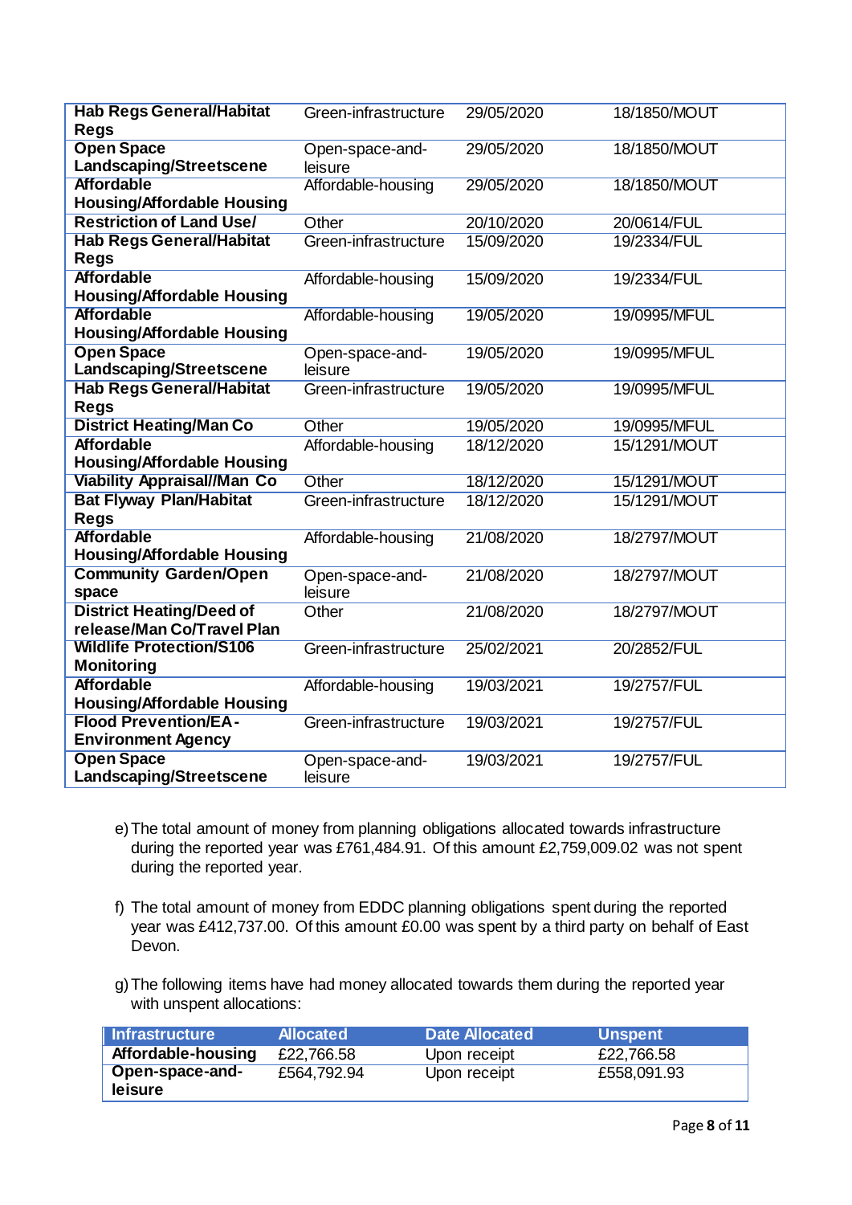| | | | |
|---|---|---|---|
| **Hab Regs General/Habitat Regs** | Green-infrastructure | 29/05/2020 | 18/1850/MOUT |
| **Open Space Landscaping/Streetscene** | Open-space-and-leisure | 29/05/2020 | 18/1850/MOUT |
| **Affordable Housing/Affordable Housing** | Affordable-housing | 29/05/2020 | 18/1850/MOUT |
| **Restriction of Land Use/** | Other | 20/10/2020 | 20/0614/FUL |
| **Hab Regs General/Habitat Regs** | Green-infrastructure | 15/09/2020 | 19/2334/FUL |
| **Affordable Housing/Affordable Housing** | Affordable-housing | 15/09/2020 | 19/2334/FUL |
| **Affordable Housing/Affordable Housing** | Affordable-housing | 19/05/2020 | 19/0995/MFUL |
| **Open Space Landscaping/Streetscene** | Open-space-and-leisure | 19/05/2020 | 19/0995/MFUL |
| **Hab Regs General/Habitat Regs** | Green-infrastructure | 19/05/2020 | 19/0995/MFUL |
| **District Heating/Man Co** | Other | 19/05/2020 | 19/0995/MFUL |
| **Affordable Housing/Affordable Housing** | Affordable-housing | 18/12/2020 | 15/1291/MOUT |
| **Viability Appraisal//Man Co** | Other | 18/12/2020 | 15/1291/MOUT |
| **Bat Flyway Plan/Habitat Regs** | Green-infrastructure | 18/12/2020 | 15/1291/MOUT |
| **Affordable Housing/Affordable Housing** | Affordable-housing | 21/08/2020 | 18/2797/MOUT |
| **Community Garden/Open space** | Open-space-and-leisure | 21/08/2020 | 18/2797/MOUT |
| **District Heating/Deed of release/Man Co/Travel Plan** | Other | 21/08/2020 | 18/2797/MOUT |
| **Wildlife Protection/S106 Monitoring** | Green-infrastructure | 25/02/2021 | 20/2852/FUL |
| **Affordable Housing/Affordable Housing** | Affordable-housing | 19/03/2021 | 19/2757/FUL |
| **Flood Prevention/EA - Environment Agency** | Green-infrastructure | 19/03/2021 | 19/2757/FUL |
| **Open Space Landscaping/Streetscene** | Open-space-and-leisure | 19/03/2021 | 19/2757/FUL |

e) The total amount of money from planning obligations allocated towards infrastructure during the reported year was £761,484.91. Of this amount £2,759,009.02 was not spent during the reported year.

f) The total amount of money from EDDC planning obligations spent during the reported year was £412,737.00. Of this amount £0.00 was spent by a third party on behalf of East Devon.

g) The following items have had money allocated towards them during the reported year with unspent allocations:

| Infrastructure | Allocated | Date Allocated | Unspent |
|---|---|---|---|
| **Affordable-housing** | £22,766.58 | Upon receipt | £22,766.58 |
| **Open-space-and-leisure** | £564,792.94 | Upon receipt | £558,091.93 |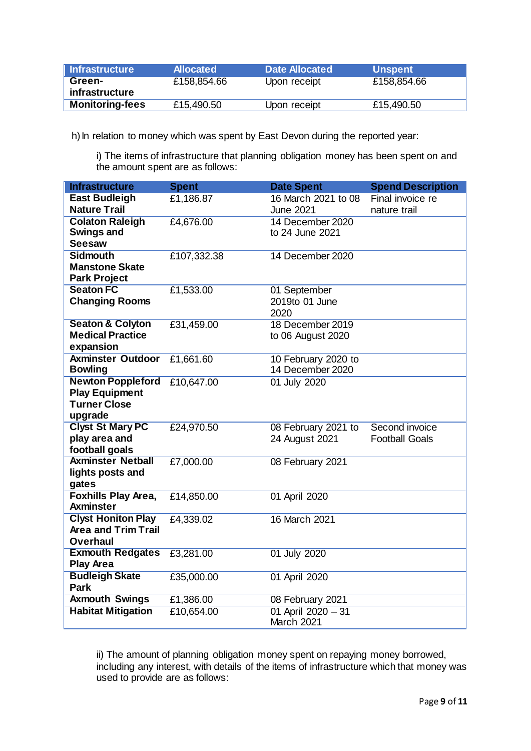| Infrastructure | Allocated | Date Allocated | Unspent |
|---|---|---|---|
| **Green-infrastructure** | £158,854.66 | Upon receipt | £158,854.66 |
| **Monitoring-fees** | £15,490.50 | Upon receipt | £15,490.50 |

h) In relation to money which was spent by East Devon during the reported year:

i) The items of infrastructure that planning obligation money has been spent on and the amount spent are as follows:

| Infrastructure | Spent | Date Spent | Spend Description |
|---|---|---|---|
| **East Budleigh Nature Trail** | £1,186.87 | 16 March 2021 to 08 June 2021 | Final invoice re nature trail |
| **Colaton Raleigh Swings and Seesaw** | £4,676.00 | 14 December 2020 to 24 June 2021 | |
| **Sidmouth Manstone Skate Park Project** | £107,332.38 | 14 December 2020 | |
| **Seaton FC Changing Rooms** | £1,533.00 | 01 September 2019to 01 June 2020 | |
| **Seaton & Colyton Medical Practice expansion** | £31,459.00 | 18 December 2019 to 06 August 2020 | |
| **Axminster Outdoor Bowling** | £1,661.60 | 10 February 2020 to 14 December 2020 | |
| **Newton Poppleford Play Equipment Turner Close upgrade** | £10,647.00 | 01 July 2020 | |
| **Clyst St Mary PC play area and football goals** | £24,970.50 | 08 February 2021 to 24 August 2021 | Second invoice Football Goals |
| **Axminster Netball lights posts and gates** | £7,000.00 | 08 February 2021 | |
| **Foxhills Play Area, Axminster** | £14,850.00 | 01 April 2020 | |
| **Clyst Honiton Play Area and Trim Trail Overhaul** | £4,339.02 | 16 March 2021 | |
| **Exmouth Redgates Play Area** | £3,281.00 | 01 July 2020 | |
| **Budleigh Skate Park** | £35,000.00 | 01 April 2020 | |
| **Axmouth Swings** | £1,386.00 | 08 February 2021 | |
| **Habitat Mitigation** | £10,654.00 | 01 April 2020 – 31 March 2021 | |

ii) The amount of planning obligation money spent on repaying money borrowed, including any interest, with details of the items of infrastructure which that money was used to provide are as follows: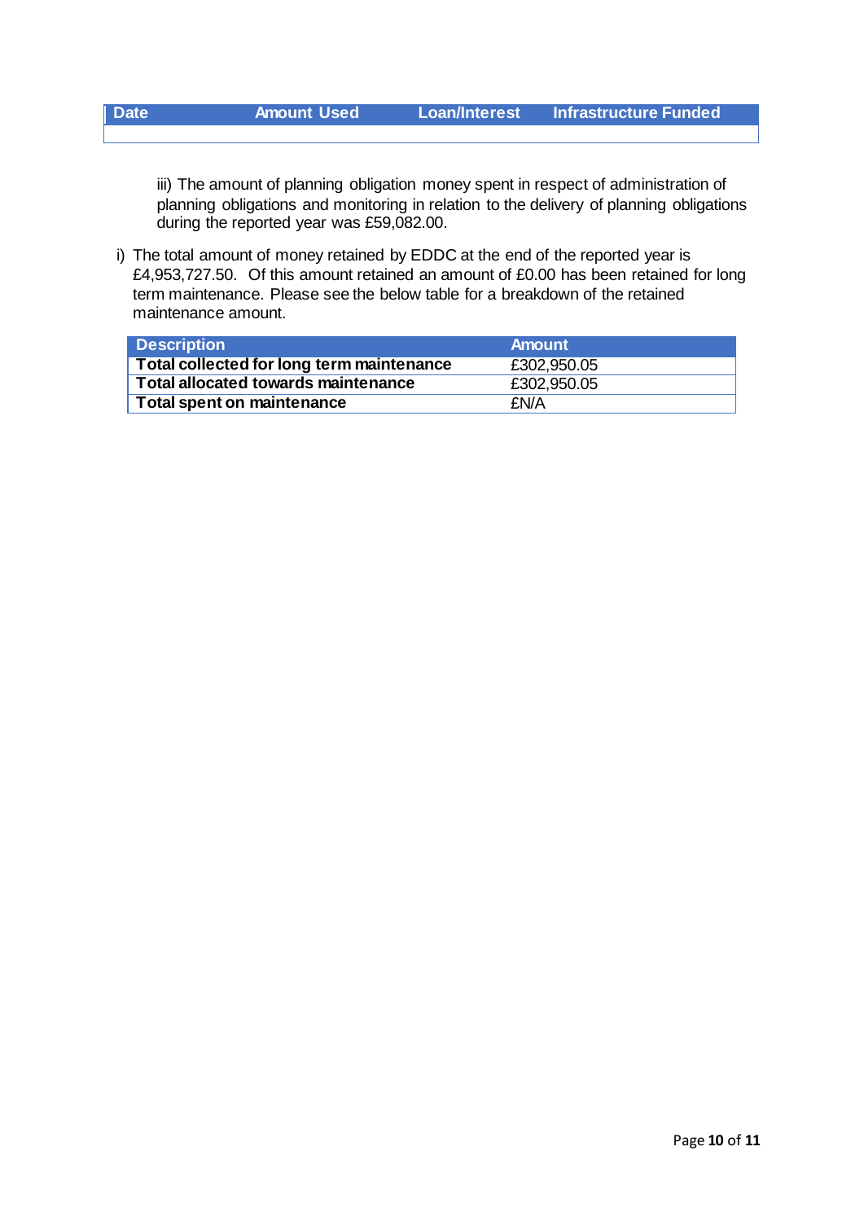| Date | Amount Used | Loan/Interest | Infrastructure Funded |
| --- | --- | --- | --- |
| | | | |

iii) The amount of planning obligation money spent in respect of administration of planning obligations and monitoring in relation to the delivery of planning obligations during the reported year was £59,082.00.

i) The total amount of money retained by EDDC at the end of the reported year is £4,953,727.50. Of this amount retained an amount of £0.00 has been retained for long term maintenance. Please see the below table for a breakdown of the retained maintenance amount.

| Description | Amount |
| --- | --- |
| **Total collected for long term maintenance** | £302,950.05 |
| **Total allocated towards maintenance** | £302,950.05 |
| **Total spent on maintenance** | £N/A |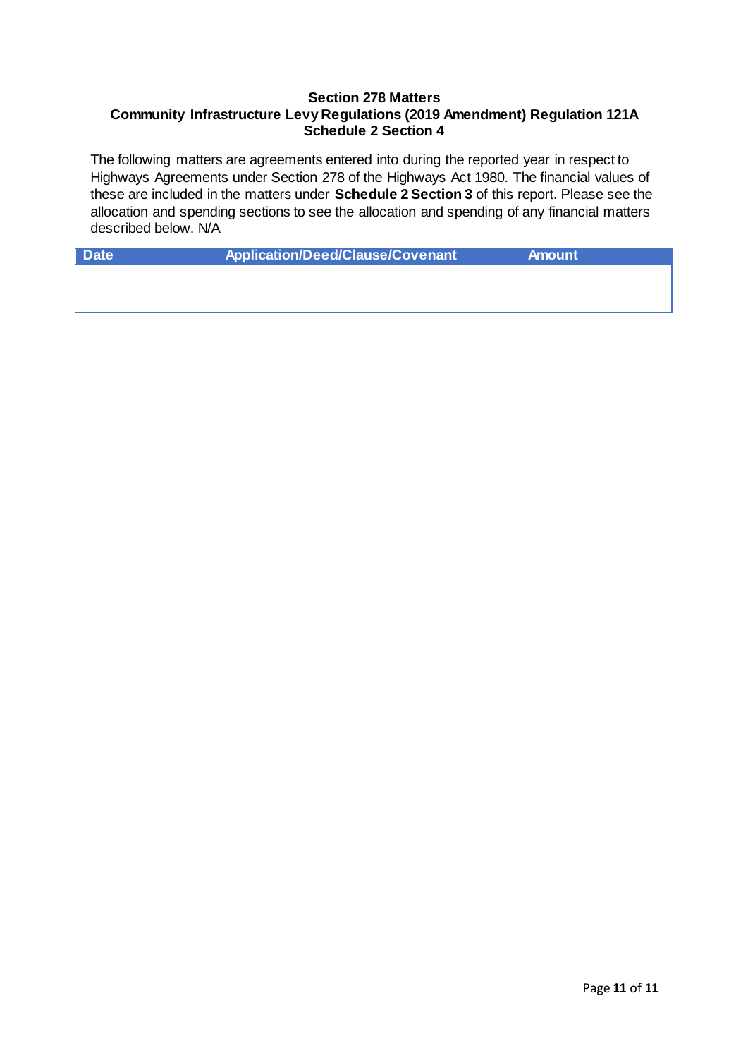## Section 278 Matters
## Community Infrastructure Levy Regulations (2019 Amendment) Regulation 121A
## Schedule 2 Section 4

The following matters are agreements entered into during the reported year in respect to Highways Agreements under Section 278 of the Highways Act 1980. The financial values of these are included in the matters under **Schedule 2 Section 3** of this report. Please see the allocation and spending sections to see the allocation and spending of any financial matters described below. N/A

| Date | Application/Deed/Clause/Covenant | Amount |
| --- | --- | --- |
| | | |